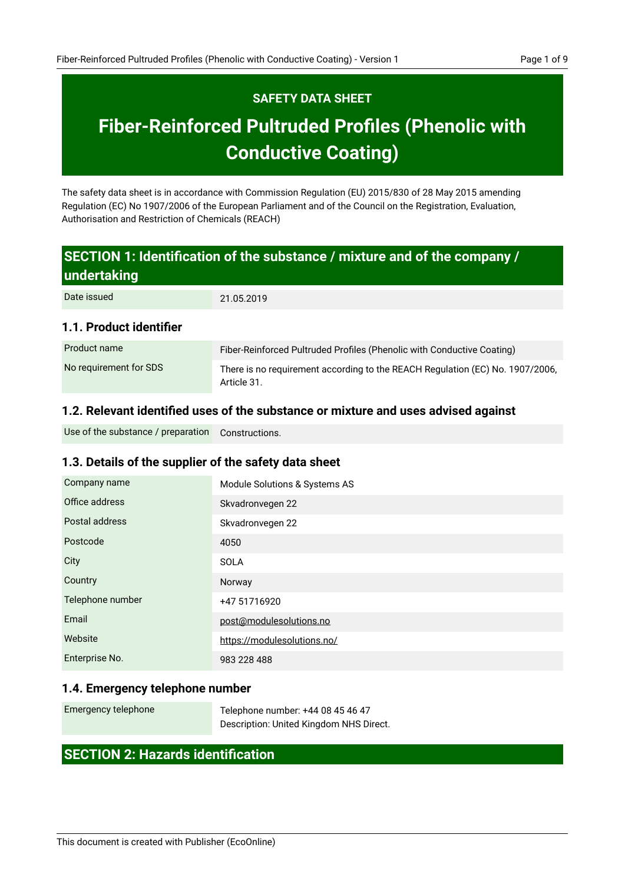SAFETY DATA SHEET

# Fiber-Reinforced Pultruded Profiles (Phenolic with Conductive Coating)

The safety data sheet is in accordance with Commission Regulation (EU) 2015/830 of 28 May 2015 amending Regulation (EC) No 1907/2006 of the European Parliament and of the Council on the Registration, Evaluation, Authorisation and Restriction of Chemicals (REACH)

## SECTION 1: Identification of the substance / mixture and of the company / undertaking

| Date issued | 21.05.2019 |
|---|---|

### 1.1. Product identifier

| Product name | Fiber-Reinforced Pultruded Profiles (Phenolic with Conductive Coating) |
|---|---|
| No requirement for SDS | There is no requirement according to the REACH Regulation (EC) No. 1907/2006, Article 31. |

### 1.2. Relevant identified uses of the substance or mixture and uses advised against

| Use of the substance / preparation | Constructions. |
|---|---|

### 1.3. Details of the supplier of the safety data sheet

| Company name | Module Solutions & Systems AS |
|---|---|
| Office address | Skvadronvegen 22 |
| Postal address | Skvadronvegen 22 |
| Postcode | 4050 |
| City | SOLA |
| Country | Norway |
| Telephone number | +47 51716920 |
| Email | post@modulesolutions.no |
| Website | https://modulesolutions.no/ |
| Enterprise No. | 983 228 488 |

### 1.4. Emergency telephone number

| Emergency telephone | Telephone number: +44 08 45 46 47<br>Description: United Kingdom NHS Direct. |
|---|---|

## SECTION 2: Hazards identification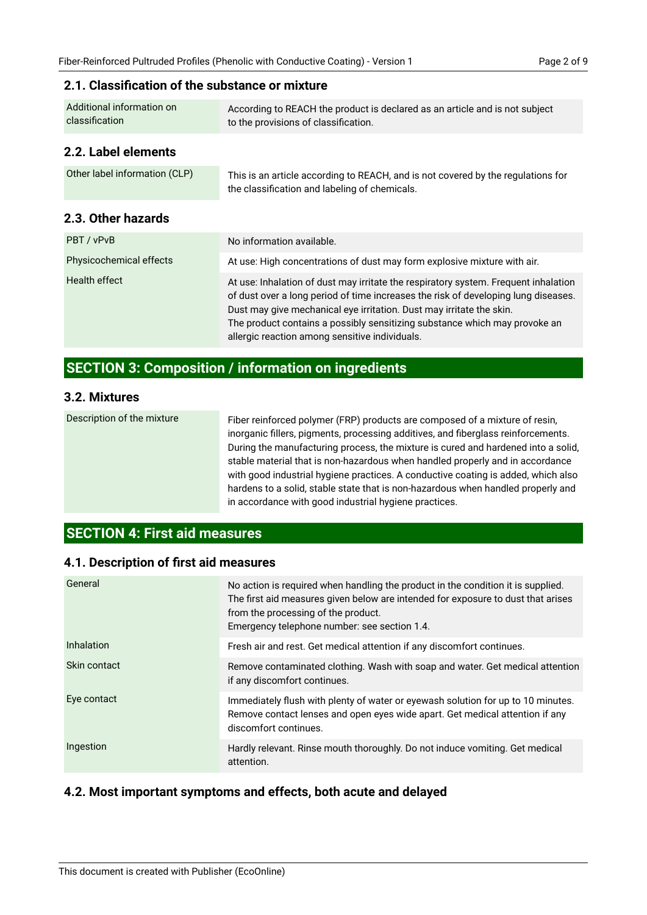### 2.1. Classification of the substance or mixture

| | |
|---|---|
| Additional information on classification | According to REACH the product is declared as an article and is not subject to the provisions of classification. |

### 2.2. Label elements

| | |
|---|---|
| Other label information (CLP) | This is an article according to REACH, and is not covered by the regulations for the classification and labeling of chemicals. |

### 2.3. Other hazards

| | |
|---|---|
| PBT / vPvB | No information available. |
| Physicochemical effects | At use: High concentrations of dust may form explosive mixture with air. |
| Health effect | At use: Inhalation of dust may irritate the respiratory system. Frequent inhalation of dust over a long period of time increases the risk of developing lung diseases. Dust may give mechanical eye irritation. Dust may irritate the skin.<br>The product contains a possibly sensitizing substance which may provoke an allergic reaction among sensitive individuals. |

## SECTION 3: Composition / information on ingredients

### 3.2. Mixtures

| | |
|---|---|
| Description of the mixture | Fiber reinforced polymer (FRP) products are composed of a mixture of resin, inorganic fillers, pigments, processing additives, and fiberglass reinforcements. During the manufacturing process, the mixture is cured and hardened into a solid, stable material that is non-hazardous when handled properly and in accordance with good industrial hygiene practices. A conductive coating is added, which also hardens to a solid, stable state that is non-hazardous when handled properly and in accordance with good industrial hygiene practices. |

## SECTION 4: First aid measures

### 4.1. Description of first aid measures

| | |
|---|---|
| General | No action is required when handling the product in the condition it is supplied. The first aid measures given below are intended for exposure to dust that arises from the processing of the product.<br>Emergency telephone number: see section 1.4. |
| Inhalation | Fresh air and rest. Get medical attention if any discomfort continues. |
| Skin contact | Remove contaminated clothing. Wash with soap and water. Get medical attention if any discomfort continues. |
| Eye contact | Immediately flush with plenty of water or eyewash solution for up to 10 minutes. Remove contact lenses and open eyes wide apart. Get medical attention if any discomfort continues. |
| Ingestion | Hardly relevant. Rinse mouth thoroughly. Do not induce vomiting. Get medical attention. |

### 4.2. Most important symptoms and effects, both acute and delayed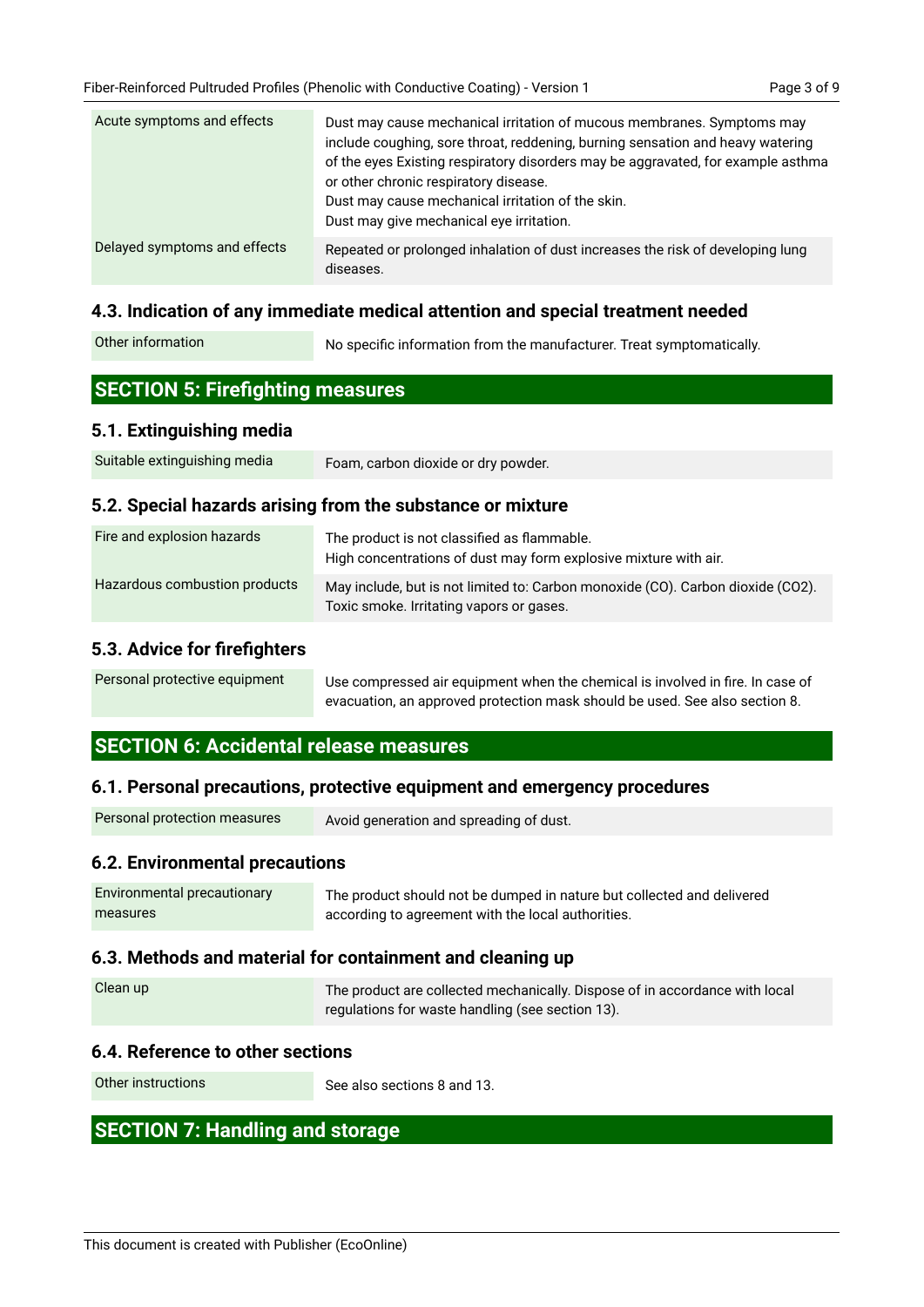| | |
|---|---|
| Acute symptoms and effects | Dust may cause mechanical irritation of mucous membranes. Symptoms may include coughing, sore throat, reddening, burning sensation and heavy watering of the eyes Existing respiratory disorders may be aggravated, for example asthma or other chronic respiratory disease.<br>Dust may cause mechanical irritation of the skin.<br>Dust may give mechanical eye irritation. |
| Delayed symptoms and effects | Repeated or prolonged inhalation of dust increases the risk of developing lung diseases. |

### 4.3. Indication of any immediate medical attention and special treatment needed

| | |
|---|---|
| Other information | No specific information from the manufacturer. Treat symptomatically. |

## SECTION 5: Firefighting measures

### 5.1. Extinguishing media

| | |
|---|---|
| Suitable extinguishing media | Foam, carbon dioxide or dry powder. |

### 5.2. Special hazards arising from the substance or mixture

| | |
|---|---|
| Fire and explosion hazards | The product is not classified as flammable.<br>High concentrations of dust may form explosive mixture with air. |
| Hazardous combustion products | May include, but is not limited to: Carbon monoxide (CO). Carbon dioxide ($CO_2$). Toxic smoke. Irritating vapors or gases. |

### 5.3. Advice for firefighters

| | |
|---|---|
| Personal protective equipment | Use compressed air equipment when the chemical is involved in fire. In case of evacuation, an approved protection mask should be used. See also section 8. |

## SECTION 6: Accidental release measures

### 6.1. Personal precautions, protective equipment and emergency procedures

| | |
|---|---|
| Personal protection measures | Avoid generation and spreading of dust. |

### 6.2. Environmental precautions

| | |
|---|---|
| Environmental precautionary measures | The product should not be dumped in nature but collected and delivered according to agreement with the local authorities. |

### 6.3. Methods and material for containment and cleaning up

| | |
|---|---|
| Clean up | The product are collected mechanically. Dispose of in accordance with local regulations for waste handling (see section 13). |

### 6.4. Reference to other sections

| | |
|---|---|
| Other instructions | See also sections 8 and 13. |

## SECTION 7: Handling and storage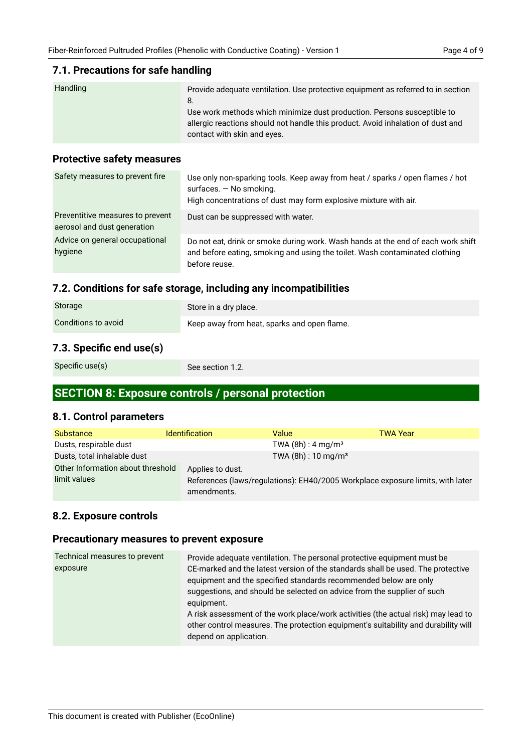### 7.1. Precautions for safe handling

| | |
|---|---|
| Handling | Provide adequate ventilation. Use protective equipment as referred to in section 8.<br>Use work methods which minimize dust production. Persons susceptible to allergic reactions should not handle this product. Avoid inhalation of dust and contact with skin and eyes. |

### Protective safety measures

| | |
|---|---|
| Safety measures to prevent fire | Use only non-sparking tools. Keep away from heat / sparks / open flames / hot surfaces. — No smoking.<br>High concentrations of dust may form explosive mixture with air. |
| Preventitive measures to prevent aerosol and dust generation | Dust can be suppressed with water. |
| Advice on general occupational hygiene | Do not eat, drink or smoke during work. Wash hands at the end of each work shift and before eating, smoking and using the toilet. Wash contaminated clothing before reuse. |

### 7.2. Conditions for safe storage, including any incompatibilities

| | |
|---|---|
| Storage | Store in a dry place. |
| Conditions to avoid | Keep away from heat, sparks and open flame. |

### 7.3. Specific end use(s)

| | |
|---|---|
| Specific use(s) | See section 1.2. |

## SECTION 8: Exposure controls / personal protection

### 8.1. Control parameters

| Substance | Identification | Value | TWA Year |
|---|---|---|---|
| Dusts, respirable dust | | TWA (8h) : 4 mg/m³ | |
| Dusts, total inhalable dust | | TWA (8h) : 10 mg/m³ | |
| Other Information about threshold limit values | Applies to dust.<br>References (laws/regulations): EH40/2005 Workplace exposure limits, with later amendments. | | |

### 8.2. Exposure controls

### Precautionary measures to prevent exposure

| | |
|---|---|
| Technical measures to prevent exposure | Provide adequate ventilation. The personal protective equipment must be CE-marked and the latest version of the standards shall be used. The protective equipment and the specified standards recommended below are only suggestions, and should be selected on advice from the supplier of such equipment.<br>A risk assessment of the work place/work activities (the actual risk) may lead to other control measures. The protection equipment's suitability and durability will depend on application. |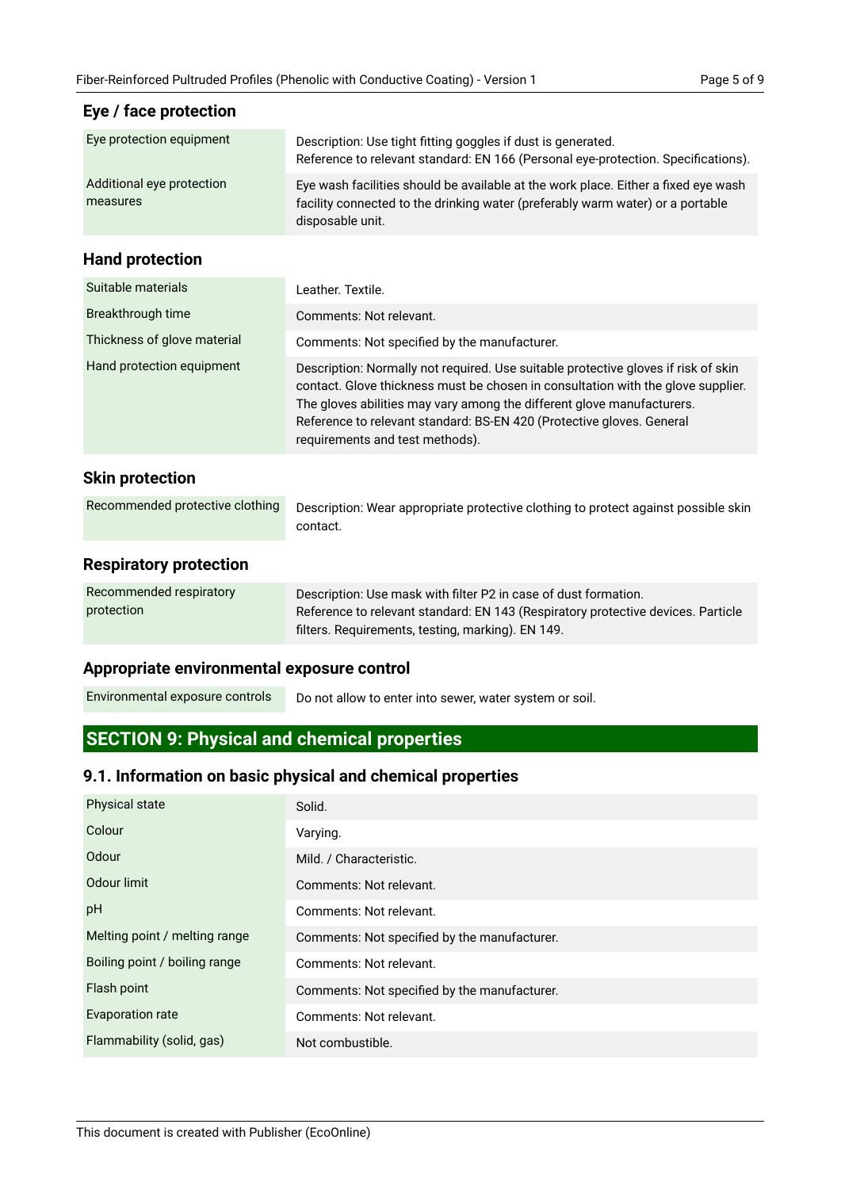### Eye / face protection

| | |
|---|---|
| Eye protection equipment | Description: Use tight fitting goggles if dust is generated.<br>Reference to relevant standard: EN 166 (Personal eye-protection. Specifications). |
| Additional eye protection measures | Eye wash facilities should be available at the work place. Either a fixed eye wash facility connected to the drinking water (preferably warm water) or a portable disposable unit. |

### Hand protection

| | |
|---|---|
| Suitable materials | Leather. Textile. |
| Breakthrough time | Comments: Not relevant. |
| Thickness of glove material | Comments: Not specified by the manufacturer. |
| Hand protection equipment | Description: Normally not required. Use suitable protective gloves if risk of skin contact. Glove thickness must be chosen in consultation with the glove supplier. The gloves abilities may vary among the different glove manufacturers.<br>Reference to relevant standard: BS-EN 420 (Protective gloves. General requirements and test methods). |

### Skin protection

| | |
|---|---|
| Recommended protective clothing | Description: Wear appropriate protective clothing to protect against possible skin contact. |

### Respiratory protection

| | |
|---|---|
| Recommended respiratory protection | Description: Use mask with filter P2 in case of dust formation.<br>Reference to relevant standard: EN 143 (Respiratory protective devices. Particle filters. Requirements, testing, marking). EN 149. |

### Appropriate environmental exposure control

| | |
|---|---|
| Environmental exposure controls | Do not allow to enter into sewer, water system or soil. |

## SECTION 9: Physical and chemical properties

### 9.1. Information on basic physical and chemical properties

| | |
|---|---|
| Physical state | Solid. |
| Colour | Varying. |
| Odour | Mild. / Characteristic. |
| Odour limit | Comments: Not relevant. |
| pH | Comments: Not relevant. |
| Melting point / melting range | Comments: Not specified by the manufacturer. |
| Boiling point / boiling range | Comments: Not relevant. |
| Flash point | Comments: Not specified by the manufacturer. |
| Evaporation rate | Comments: Not relevant. |
| Flammability (solid, gas) | Not combustible. |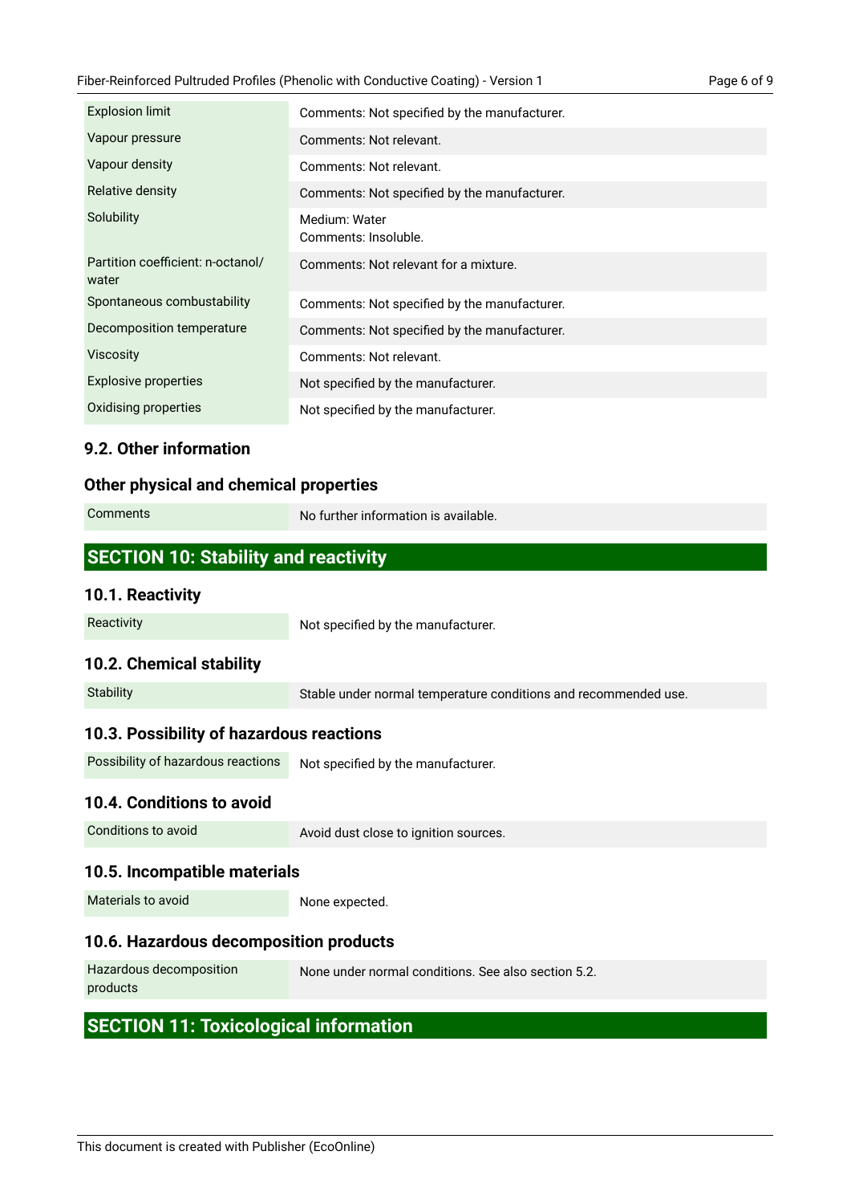| | |
|---|---|
| Explosion limit | Comments: Not specified by the manufacturer. |
| Vapour pressure | Comments: Not relevant. |
| Vapour density | Comments: Not relevant. |
| Relative density | Comments: Not specified by the manufacturer. |
| Solubility | Medium: Water<br>Comments: Insoluble. |
| Partition coefficient: n-octanol/ water | Comments: Not relevant for a mixture. |
| Spontaneous combustability | Comments: Not specified by the manufacturer. |
| Decomposition temperature | Comments: Not specified by the manufacturer. |
| Viscosity | Comments: Not relevant. |
| Explosive properties | Not specified by the manufacturer. |
| Oxidising properties | Not specified by the manufacturer. |

### 9.2. Other information

### Other physical and chemical properties

| | |
|---|---|
| Comments | No further information is available. |

## SECTION 10: Stability and reactivity

### 10.1. Reactivity

| | |
|---|---|
| Reactivity | Not specified by the manufacturer. |

### 10.2. Chemical stability

| | |
|---|---|
| Stability | Stable under normal temperature conditions and recommended use. |

### 10.3. Possibility of hazardous reactions

| | |
|---|---|
| Possibility of hazardous reactions | Not specified by the manufacturer. |

### 10.4. Conditions to avoid

| | |
|---|---|
| Conditions to avoid | Avoid dust close to ignition sources. |

### 10.5. Incompatible materials

| | |
|---|---|
| Materials to avoid | None expected. |

### 10.6. Hazardous decomposition products

| | |
|---|---|
| Hazardous decomposition products | None under normal conditions. See also section 5.2. |

## SECTION 11: Toxicological information

This document is created with Publisher (EcoOnline)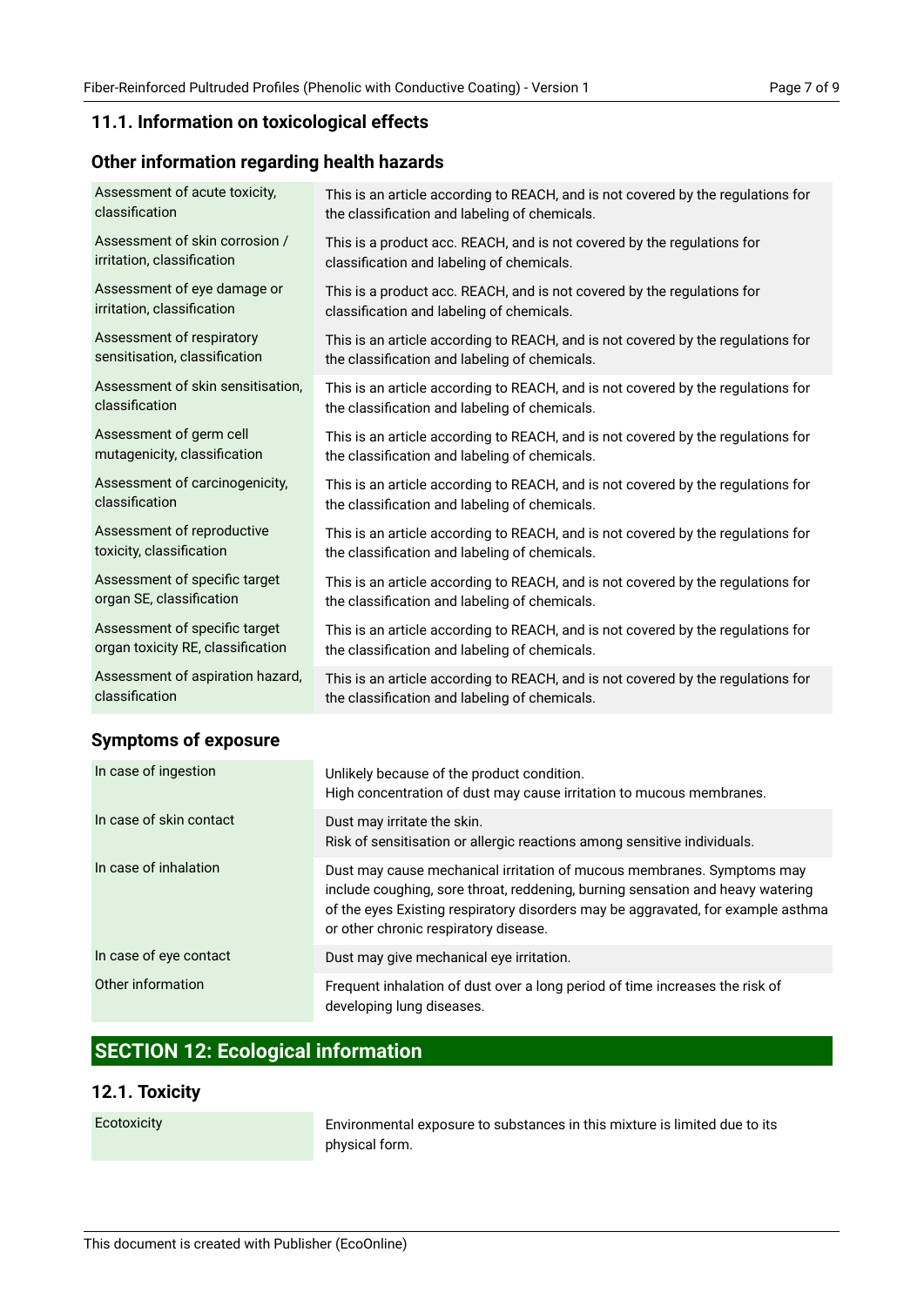### 11.1. Information on toxicological effects

### Other information regarding health hazards

| | |
|---|---|
| Assessment of acute toxicity, classification | This is an article according to REACH, and is not covered by the regulations for the classification and labeling of chemicals. |
| Assessment of skin corrosion / irritation, classification | This is a product acc. REACH, and is not covered by the regulations for classification and labeling of chemicals. |
| Assessment of eye damage or irritation, classification | This is a product acc. REACH, and is not covered by the regulations for classification and labeling of chemicals. |
| Assessment of respiratory sensitisation, classification | This is an article according to REACH, and is not covered by the regulations for the classification and labeling of chemicals. |
| Assessment of skin sensitisation, classification | This is an article according to REACH, and is not covered by the regulations for the classification and labeling of chemicals. |
| Assessment of germ cell mutagenicity, classification | This is an article according to REACH, and is not covered by the regulations for the classification and labeling of chemicals. |
| Assessment of carcinogenicity, classification | This is an article according to REACH, and is not covered by the regulations for the classification and labeling of chemicals. |
| Assessment of reproductive toxicity, classification | This is an article according to REACH, and is not covered by the regulations for the classification and labeling of chemicals. |
| Assessment of specific target organ SE, classification | This is an article according to REACH, and is not covered by the regulations for the classification and labeling of chemicals. |
| Assessment of specific target organ toxicity RE, classification | This is an article according to REACH, and is not covered by the regulations for the classification and labeling of chemicals. |
| Assessment of aspiration hazard, classification | This is an article according to REACH, and is not covered by the regulations for the classification and labeling of chemicals. |

### Symptoms of exposure

| | |
|---|---|
| In case of ingestion | Unlikely because of the product condition.<br>High concentration of dust may cause irritation to mucous membranes. |
| In case of skin contact | Dust may irritate the skin.<br>Risk of sensitisation or allergic reactions among sensitive individuals. |
| In case of inhalation | Dust may cause mechanical irritation of mucous membranes. Symptoms may include coughing, sore throat, reddening, burning sensation and heavy watering of the eyes Existing respiratory disorders may be aggravated, for example asthma or other chronic respiratory disease. |
| In case of eye contact | Dust may give mechanical eye irritation. |
| Other information | Frequent inhalation of dust over a long period of time increases the risk of developing lung diseases. |

## SECTION 12: Ecological information

### 12.1. Toxicity

| | |
|---|---|
| Ecotoxicity | Environmental exposure to substances in this mixture is limited due to its physical form. |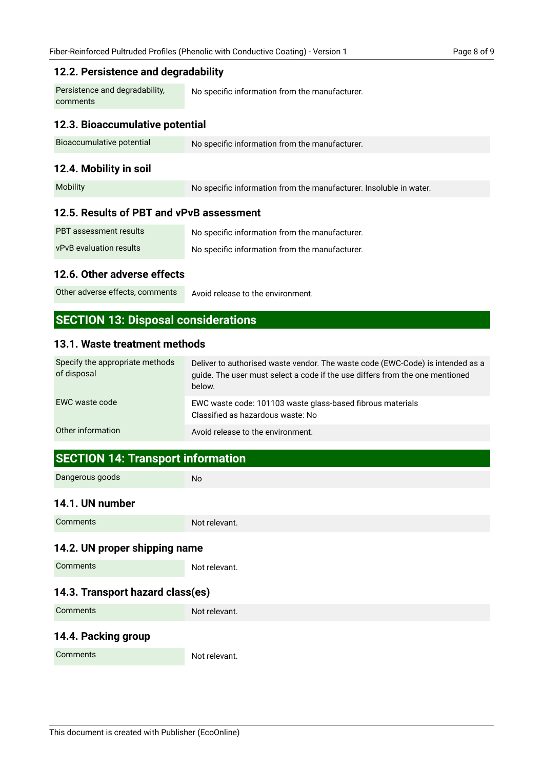### 12.2. Persistence and degradability

| | |
|---|---|
| Persistence and degradability, comments | No specific information from the manufacturer. |

### 12.3. Bioaccumulative potential

| | |
|---|---|
| Bioaccumulative potential | No specific information from the manufacturer. |

### 12.4. Mobility in soil

| | |
|---|---|
| Mobility | No specific information from the manufacturer. Insoluble in water. |

### 12.5. Results of PBT and vPvB assessment

| | |
|---|---|
| PBT assessment results | No specific information from the manufacturer. |
| vPvB evaluation results | No specific information from the manufacturer. |

### 12.6. Other adverse effects

| | |
|---|---|
| Other adverse effects, comments | Avoid release to the environment. |

## SECTION 13: Disposal considerations

### 13.1. Waste treatment methods

| | |
|---|---|
| Specify the appropriate methods of disposal | Deliver to authorised waste vendor. The waste code (EWC-Code) is intended as a guide. The user must select a code if the use differs from the one mentioned below. |
| EWC waste code | EWC waste code: 101103 waste glass-based fibrous materials<br>Classified as hazardous waste: No |
| Other information | Avoid release to the environment. |

## SECTION 14: Transport information

| | |
|---|---|
| Dangerous goods | No |

### 14.1. UN number

| | |
|---|---|
| Comments | Not relevant. |

### 14.2. UN proper shipping name

| | |
|---|---|
| Comments | Not relevant. |

### 14.3. Transport hazard class(es)

| | |
|---|---|
| Comments | Not relevant. |

### 14.4. Packing group

| | |
|---|---|
| Comments | Not relevant. |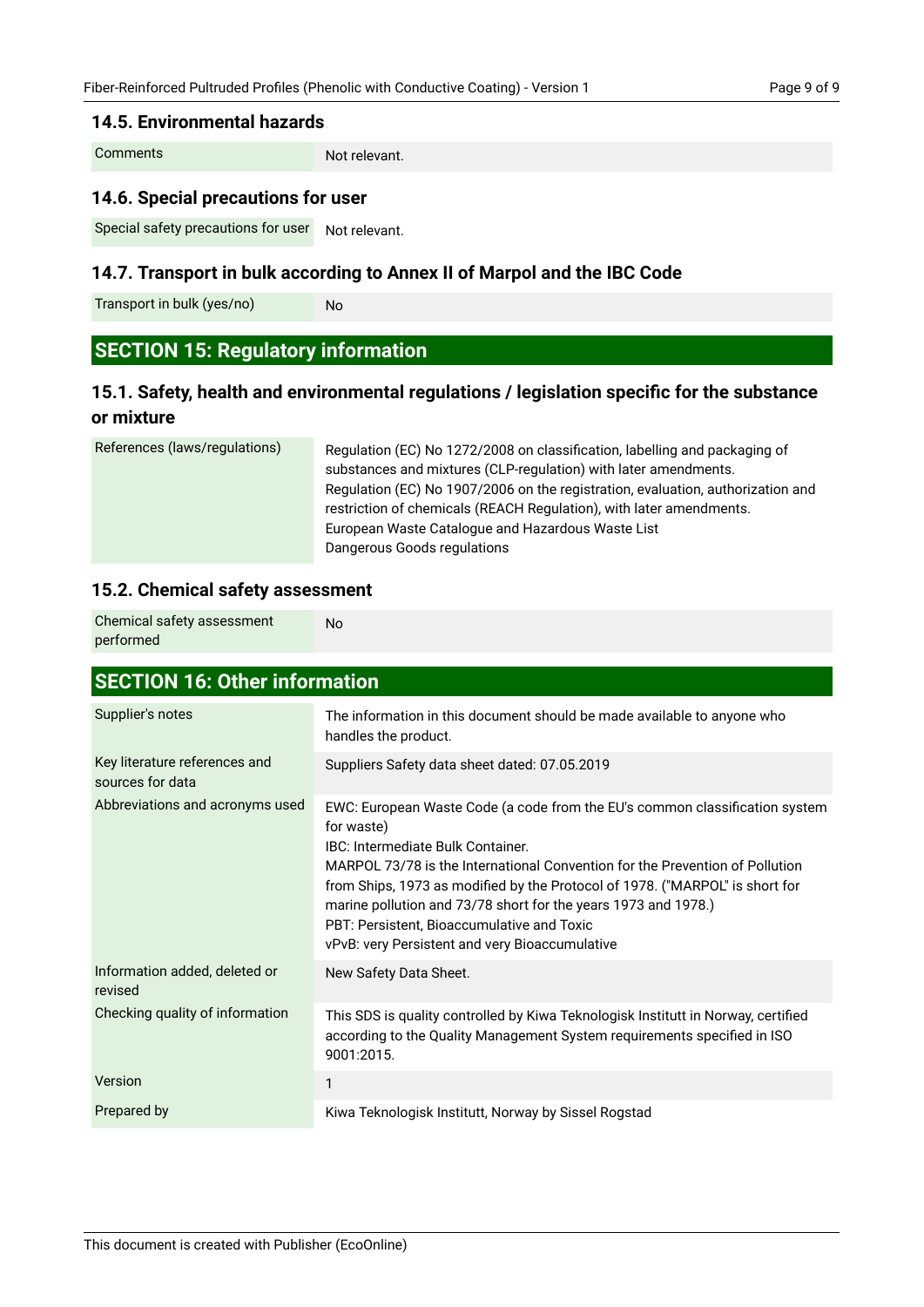### 14.5. Environmental hazards

| | |
|---|---|
| Comments | Not relevant. |

### 14.6. Special precautions for user

| | |
|---|---|
| Special safety precautions for user | Not relevant. |

### 14.7. Transport in bulk according to Annex II of Marpol and the IBC Code

| | |
|---|---|
| Transport in bulk (yes/no) | No |

## SECTION 15: Regulatory information

### 15.1. Safety, health and environmental regulations / legislation specific for the substance or mixture

| | |
|---|---|
| References (laws/regulations) | Regulation (EC) No 1272/2008 on classification, labelling and packaging of substances and mixtures (CLP-regulation) with later amendments.<br>Regulation (EC) No 1907/2006 on the registration, evaluation, authorization and restriction of chemicals (REACH Regulation), with later amendments.<br>European Waste Catalogue and Hazardous Waste List<br>Dangerous Goods regulations |

### 15.2. Chemical safety assessment

| | |
|---|---|
| Chemical safety assessment performed | No |

## SECTION 16: Other information

| | |
|---|---|
| Supplier's notes | The information in this document should be made available to anyone who handles the product. |
| Key literature references and sources for data | Suppliers Safety data sheet dated: 07.05.2019 |
| Abbreviations and acronyms used | EWC: European Waste Code (a code from the EU's common classification system for waste)<br>IBC: Intermediate Bulk Container.<br>MARPOL 73/78 is the International Convention for the Prevention of Pollution from Ships, 1973 as modified by the Protocol of 1978. ("MARPOL" is short for marine pollution and 73/78 short for the years 1973 and 1978.)<br>PBT: Persistent, Bioaccumulative and Toxic<br>vPvB: very Persistent and very Bioaccumulative |
| Information added, deleted or revised | New Safety Data Sheet. |
| Checking quality of information | This SDS is quality controlled by Kiwa Teknologisk Institutt in Norway, certified according to the Quality Management System requirements specified in ISO 9001:2015. |
| Version | 1 |
| Prepared by | Kiwa Teknologisk Institutt, Norway by Sissel Rogstad |

This document is created with Publisher (EcoOnline)